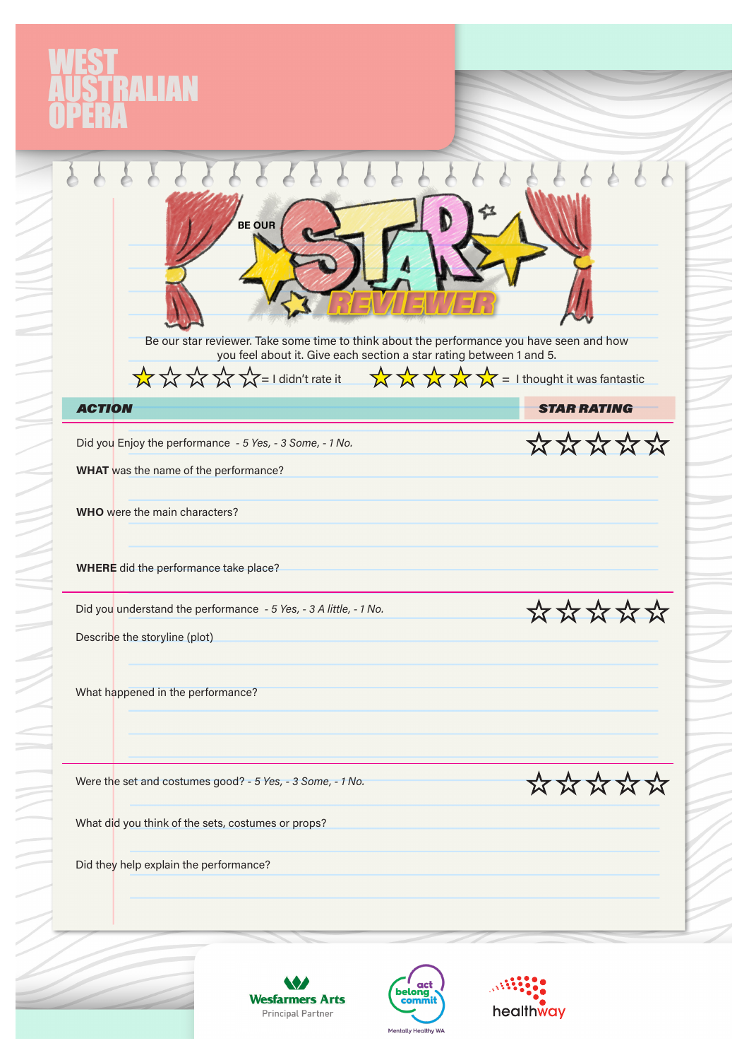# WEST AUSTRALIAN OPERA

## BE OUR STAR REVIEWER

Be our star reviewer. Take some time to think about the performance you have seen and how you feel about it. Give each section a star rating between 1 and 5.

★☆☆☆☆ = I didn't rate it ★★★★★ = I thought it was fantastic

| ACTION | STAR RATING |
|---|---|
| Did you Enjoy the performance *- 5 Yes, - 3 Some, - 1 No.* | ☆☆☆☆☆ |
| **WHAT** was the name of the performance? | |
| **WHO** were the main characters? | |
| **WHERE** did the performance take place? | |
| Did you understand the performance *- 5 Yes, - 3 A little, - 1 No.* | ☆☆☆☆☆ |
| Describe the storyline (plot) | |
| What happened in the performance? | |
| Were the set and costumes good? *- 5 Yes, - 3 Some, - 1 No.* | ☆☆☆☆☆ |
| What did you think of the sets, costumes or props? | |
| Did they help explain the performance? | |

Wesfarmers Arts
Principal Partner

act belong commit
Mentally Healthy WA

healthway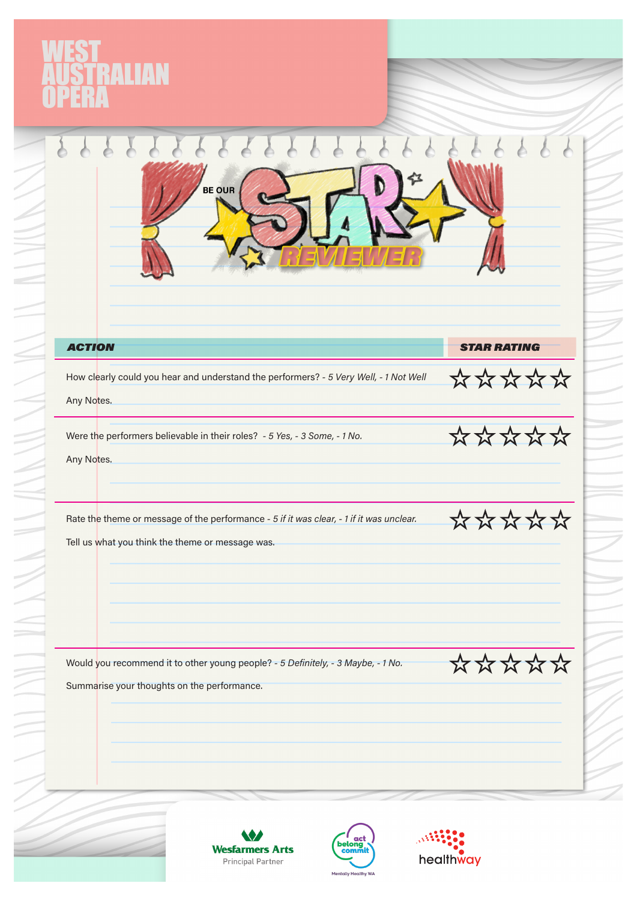# WEST AUSTRALIAN OPERA

BE OUR **STAR** REVIEWER

| ACTION | STAR RATING |
| --- | --- |
| How clearly could you hear and understand the performers? - *5 Very Well, - 1 Not Well*<br><br>Any Notes. | ☆☆☆☆☆ |
| Were the performers believable in their roles? - *5 Yes, - 3 Some, - 1 No.*<br><br>Any Notes. | ☆☆☆☆☆ |
| Rate the theme or message of the performance - *5 if it was clear, - 1 if it was unclear.*<br><br>Tell us what you think the theme or message was. | ☆☆☆☆☆ |
| Would you recommend it to other young people? - *5 Definitely, - 3 Maybe, - 1 No.*<br><br>Summarise your thoughts on the performance. | ☆☆☆☆☆ |

Wesfarmers Arts
Principal Partner

act belong commit
Mentally Healthy WA

healthway